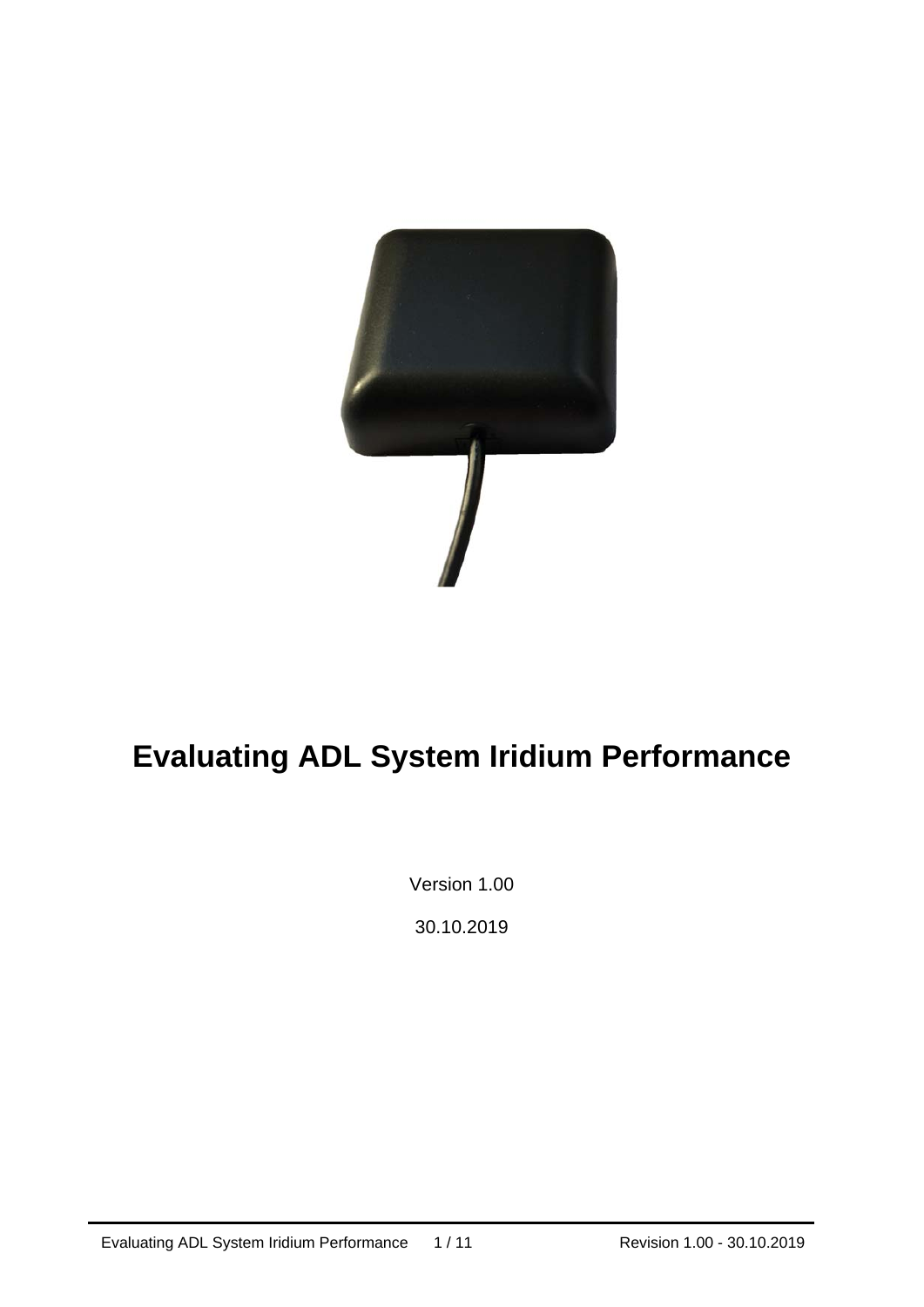# Evaluating ADL System Iridium Performance

Version 1.00

30.10.2019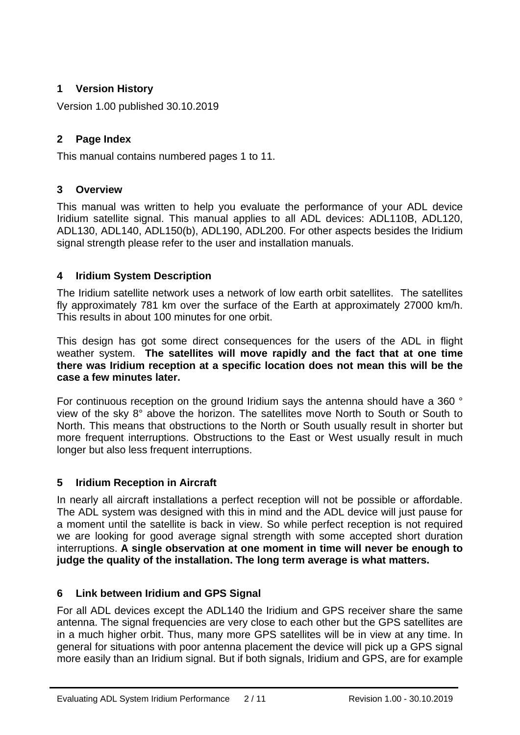## 1 Version History

Version 1.00 published 30.10.2019

## 2 Page Index

This manual contains numbered pages 1 to 11.

## 3 Overview

This manual was written to help you evaluate the performance of your ADL device Iridium satellite signal. This manual applies to all ADL devices: ADL110B, ADL120, ADL130, ADL140, ADL150(b), ADL190, ADL200. For other aspects besides the Iridium signal strength please refer to the user and installation manuals.

## 4 Iridium System Description

The Iridium satellite network uses a network of low earth orbit satellites. The satellites fly approximately 781 km over the surface of the Earth at approximately 27000 km/h. This results in about 100 minutes for one orbit.

This design has got some direct consequences for the users of the ADL in flight weather system. **The satellites will move rapidly and the fact that at one time there was Iridium reception at a specific location does not mean this will be the case a few minutes later.**

For continuous reception on the ground Iridium says the antenna should have a 360 ° view of the sky 8° above the horizon. The satellites move North to South or South to North. This means that obstructions to the North or South usually result in shorter but more frequent interruptions. Obstructions to the East or West usually result in much longer but also less frequent interruptions.

## 5 Iridium Reception in Aircraft

In nearly all aircraft installations a perfect reception will not be possible or affordable. The ADL system was designed with this in mind and the ADL device will just pause for a moment until the satellite is back in view. So while perfect reception is not required we are looking for good average signal strength with some accepted short duration interruptions. **A single observation at one moment in time will never be enough to judge the quality of the installation. The long term average is what matters.**

## 6 Link between Iridium and GPS Signal

For all ADL devices except the ADL140 the Iridium and GPS receiver share the same antenna. The signal frequencies are very close to each other but the GPS satellites are in a much higher orbit. Thus, many more GPS satellites will be in view at any time. In general for situations with poor antenna placement the device will pick up a GPS signal more easily than an Iridium signal. But if both signals, Iridium and GPS, are for example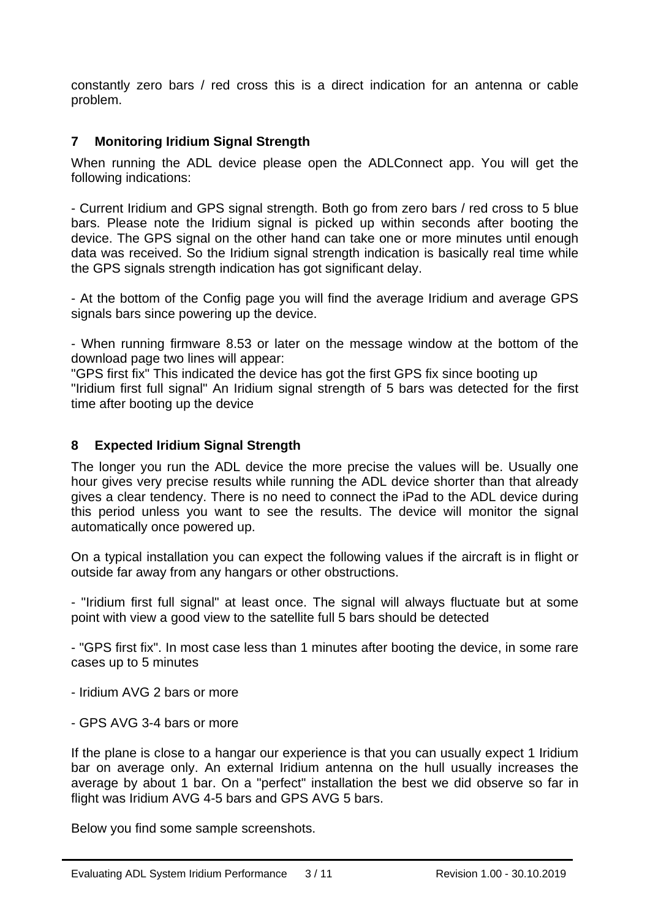constantly zero bars / red cross this is a direct indication for an antenna or cable problem.

## 7 Monitoring Iridium Signal Strength

When running the ADL device please open the ADLConnect app. You will get the following indications:

- Current Iridium and GPS signal strength. Both go from zero bars / red cross to 5 blue bars. Please note the Iridium signal is picked up within seconds after booting the device. The GPS signal on the other hand can take one or more minutes until enough data was received. So the Iridium signal strength indication is basically real time while the GPS signals strength indication has got significant delay.

- At the bottom of the Config page you will find the average Iridium and average GPS signals bars since powering up the device.

- When running firmware 8.53 or later on the message window at the bottom of the download page two lines will appear:
"GPS first fix" This indicated the device has got the first GPS fix since booting up
"Iridium first full signal" An Iridium signal strength of 5 bars was detected for the first time after booting up the device

## 8 Expected Iridium Signal Strength

The longer you run the ADL device the more precise the values will be. Usually one hour gives very precise results while running the ADL device shorter than that already gives a clear tendency. There is no need to connect the iPad to the ADL device during this period unless you want to see the results. The device will monitor the signal automatically once powered up.

On a typical installation you can expect the following values if the aircraft is in flight or outside far away from any hangars or other obstructions.

- "Iridium first full signal" at least once. The signal will always fluctuate but at some point with view a good view to the satellite full 5 bars should be detected

- "GPS first fix". In most case less than 1 minutes after booting the device, in some rare cases up to 5 minutes

- Iridium AVG 2 bars or more

- GPS AVG 3-4 bars or more

If the plane is close to a hangar our experience is that you can usually expect 1 Iridium bar on average only. An external Iridium antenna on the hull usually increases the average by about 1 bar. On a "perfect" installation the best we did observe so far in flight was Iridium AVG 4-5 bars and GPS AVG 5 bars.

Below you find some sample screenshots.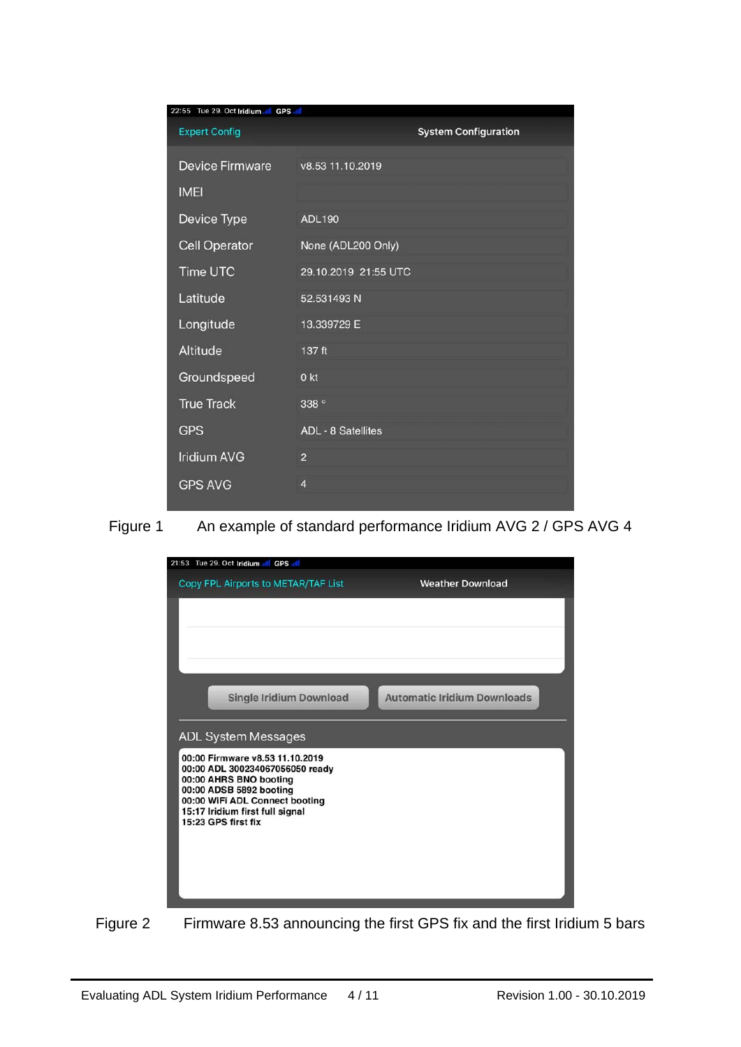| 22:55 Tue 29. Oct Iridium GPS | |
|---|---|
| Expert Config | System Configuration |
| Device Firmware | v8.53 11.10.2019 |
| IMEI | |
| Device Type | ADL190 |
| Cell Operator | None (ADL200 Only) |
| Time UTC | 29.10.2019 21:55 UTC |
| Latitude | 52.531493 N |
| Longitude | 13.339729 E |
| Altitude | 137 ft |
| Groundspeed | 0 kt |
| True Track | 338 ° |
| GPS | ADL - 8 Satellites |
| Iridium AVG | 2 |
| GPS AVG | 4 |

Figure 1 An example of standard performance Iridium AVG 2 / GPS AVG 4

21:53 Tue 29. Oct Iridium GPS

Copy FPL Airports to METAR/TAF List — Weather Download

Single Iridium Download | Automatic Iridium Downloads

ADL System Messages

```
00:00 Firmware v8.53 11.10.2019
00:00 ADL 300234067056050 ready
00:00 AHRS BNO booting
00:00 ADSB 5892 booting
00:00 WiFi ADL Connect booting
15:17 Iridium first full signal
15:23 GPS first fix
```

Figure 2 Firmware 8.53 announcing the first GPS fix and the first Iridium 5 bars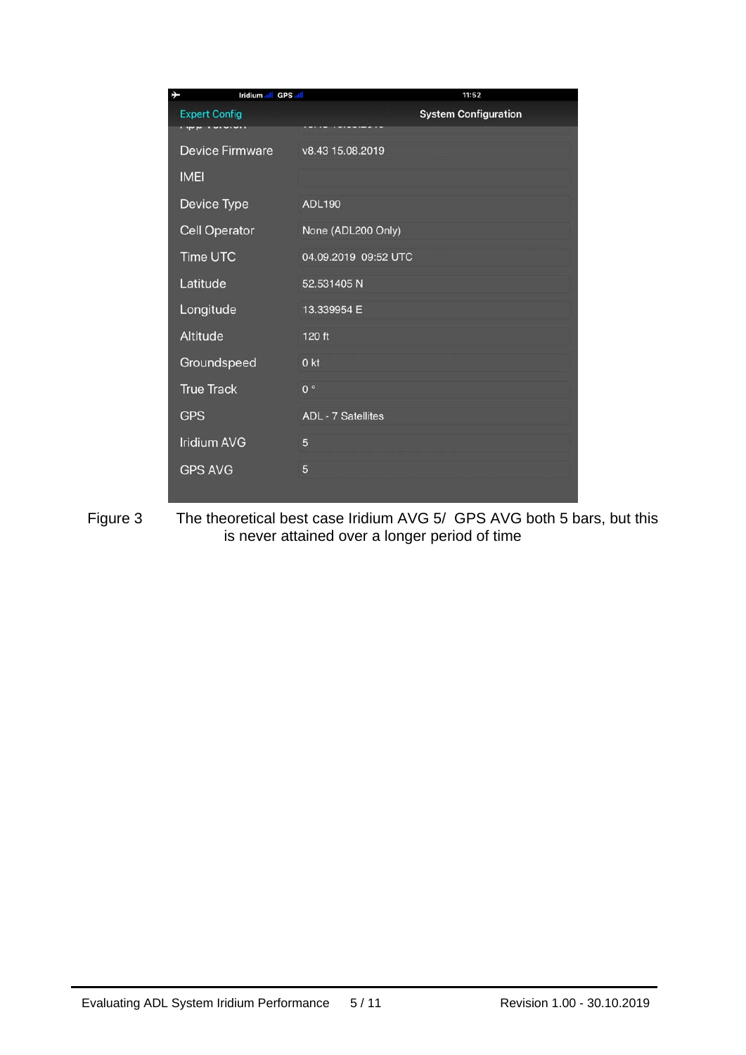| | |
|---|---|
| Device Firmware | v8.43 15.08.2019 |
| IMEI | |
| Device Type | ADL190 |
| Cell Operator | None (ADL200 Only) |
| Time UTC | 04.09.2019 09:52 UTC |
| Latitude | 52.531405 N |
| Longitude | 13.339954 E |
| Altitude | 120 ft |
| Groundspeed | 0 kt |
| True Track | 0 ° |
| GPS | ADL - 7 Satellites |
| Iridium AVG | 5 |
| GPS AVG | 5 |

Figure 3 The theoretical best case Iridium AVG 5/ GPS AVG both 5 bars, but this is never attained over a longer period of time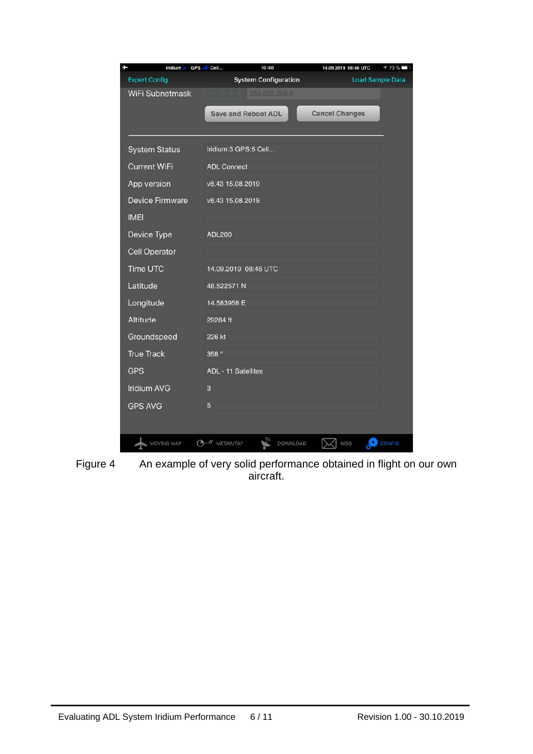Figure 4 An example of very solid performance obtained in flight on our own aircraft.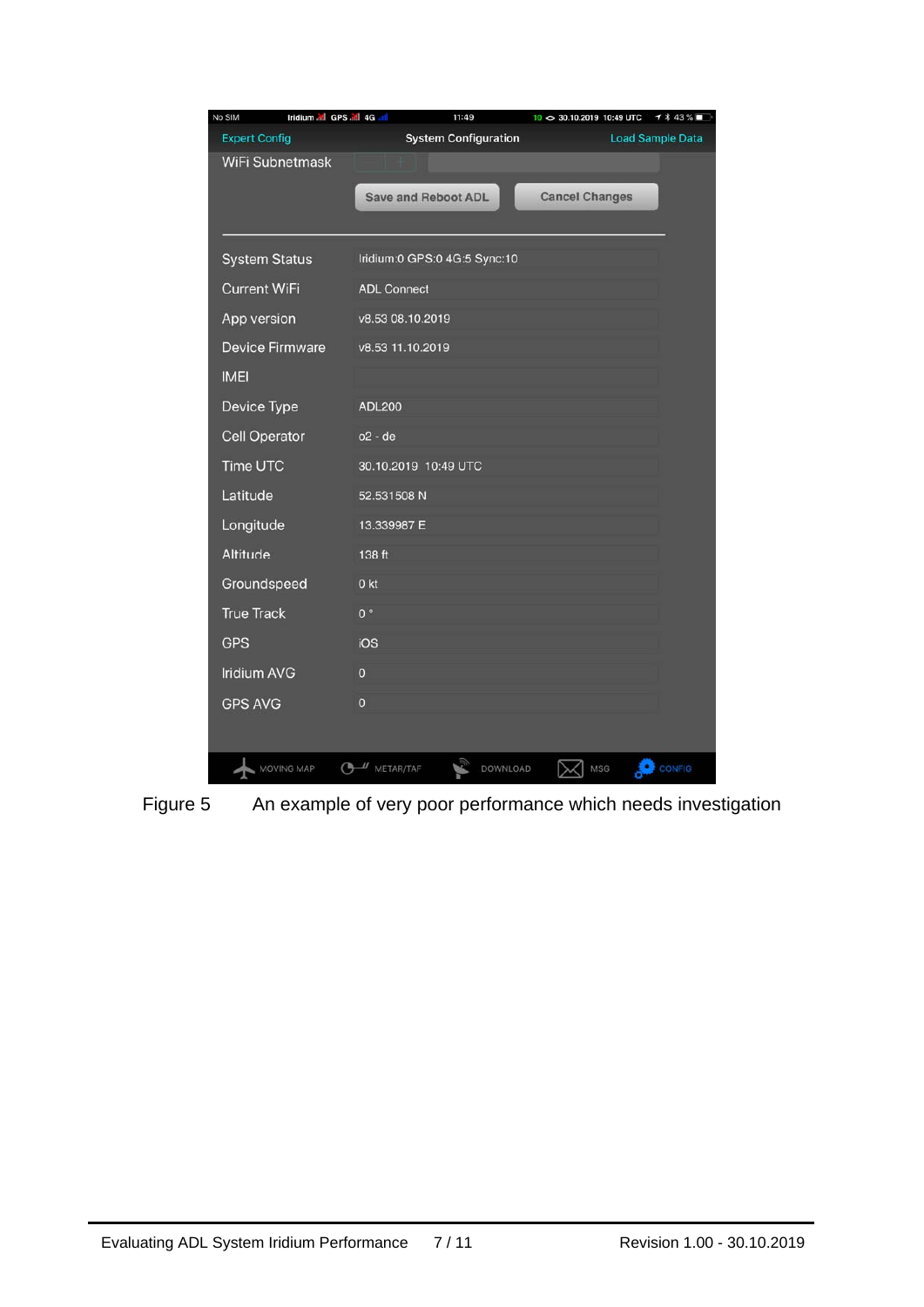Expert Config | System Configuration | Load Sample Data

WiFi Subnetmask

Save and Reboot ADL | Cancel Changes

| | |
|---|---|
| System Status | Iridium:0 GPS:0 4G:5 Sync:10 |
| Current WiFi | ADL Connect |
| App version | v8.53 08.10.2019 |
| Device Firmware | v8.53 11.10.2019 |
| IMEI | |
| Device Type | ADL200 |
| Cell Operator | o2 - de |
| Time UTC | 30.10.2019 10:49 UTC |
| Latitude | 52.531508 N |
| Longitude | 13.339987 E |
| Altitude | 138 ft |
| Groundspeed | 0 kt |
| True Track | 0 ° |
| GPS | iOS |
| Iridium AVG | 0 |
| GPS AVG | 0 |

MOVING MAP | METAR/TAF | DOWNLOAD | MSG | CONFIG

Figure 5 An example of very poor performance which needs investigation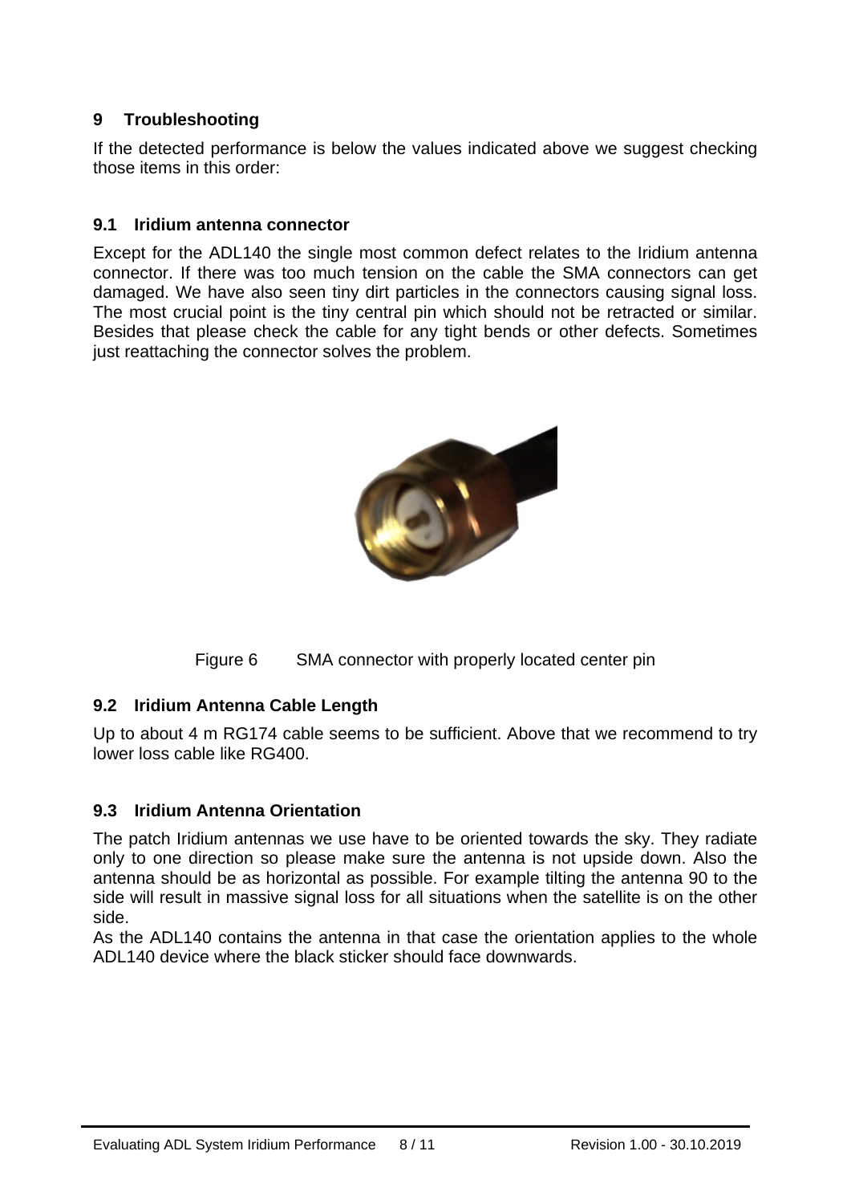# 9 Troubleshooting

If the detected performance is below the values indicated above we suggest checking those items in this order:

## 9.1 Iridium antenna connector

Except for the ADL140 the single most common defect relates to the Iridium antenna connector. If there was too much tension on the cable the SMA connectors can get damaged. We have also seen tiny dirt particles in the connectors causing signal loss. The most crucial point is the tiny central pin which should not be retracted or similar. Besides that please check the cable for any tight bends or other defects. Sometimes just reattaching the connector solves the problem.

Figure 6 SMA connector with properly located center pin

## 9.2 Iridium Antenna Cable Length

Up to about 4 m RG174 cable seems to be sufficient. Above that we recommend to try lower loss cable like RG400.

## 9.3 Iridium Antenna Orientation

The patch Iridium antennas we use have to be oriented towards the sky. They radiate only to one direction so please make sure the antenna is not upside down. Also the antenna should be as horizontal as possible. For example tilting the antenna 90 to the side will result in massive signal loss for all situations when the satellite is on the other side.

As the ADL140 contains the antenna in that case the orientation applies to the whole ADL140 device where the black sticker should face downwards.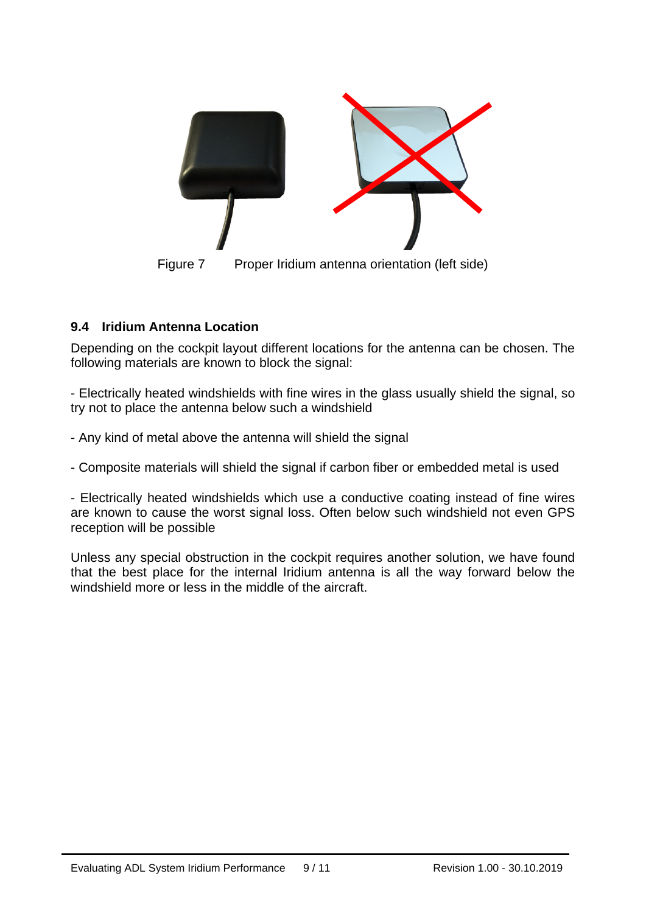Figure 7 Proper Iridium antenna orientation (left side)

### 9.4 Iridium Antenna Location

Depending on the cockpit layout different locations for the antenna can be chosen. The following materials are known to block the signal:

- Electrically heated windshields with fine wires in the glass usually shield the signal, so try not to place the antenna below such a windshield

- Any kind of metal above the antenna will shield the signal

- Composite materials will shield the signal if carbon fiber or embedded metal is used

- Electrically heated windshields which use a conductive coating instead of fine wires are known to cause the worst signal loss. Often below such windshield not even GPS reception will be possible

Unless any special obstruction in the cockpit requires another solution, we have found that the best place for the internal Iridium antenna is all the way forward below the windshield more or less in the middle of the aircraft.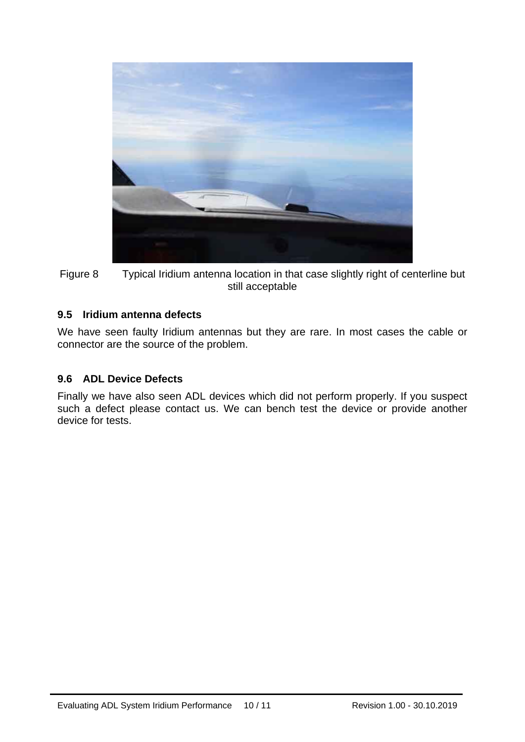Figure 8 Typical Iridium antenna location in that case slightly right of centerline but still acceptable

### 9.5 Iridium antenna defects

We have seen faulty Iridium antennas but they are rare. In most cases the cable or connector are the source of the problem.

### 9.6 ADL Device Defects

Finally we have also seen ADL devices which did not perform properly. If you suspect such a defect please contact us. We can bench test the device or provide another device for tests.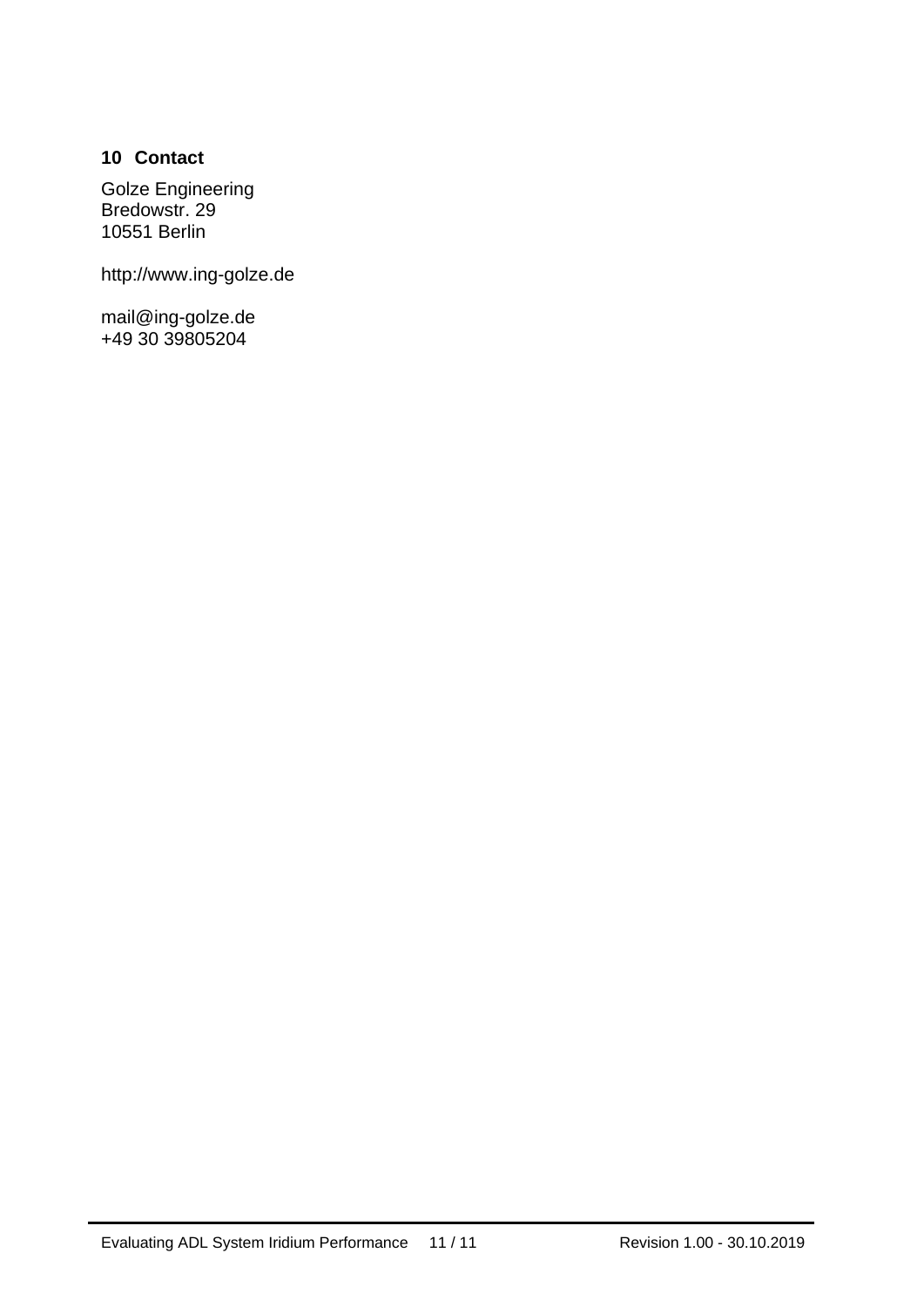## 10 Contact

Golze Engineering
Bredowstr. 29
10551 Berlin

http://www.ing-golze.de

mail@ing-golze.de
+49 30 39805204